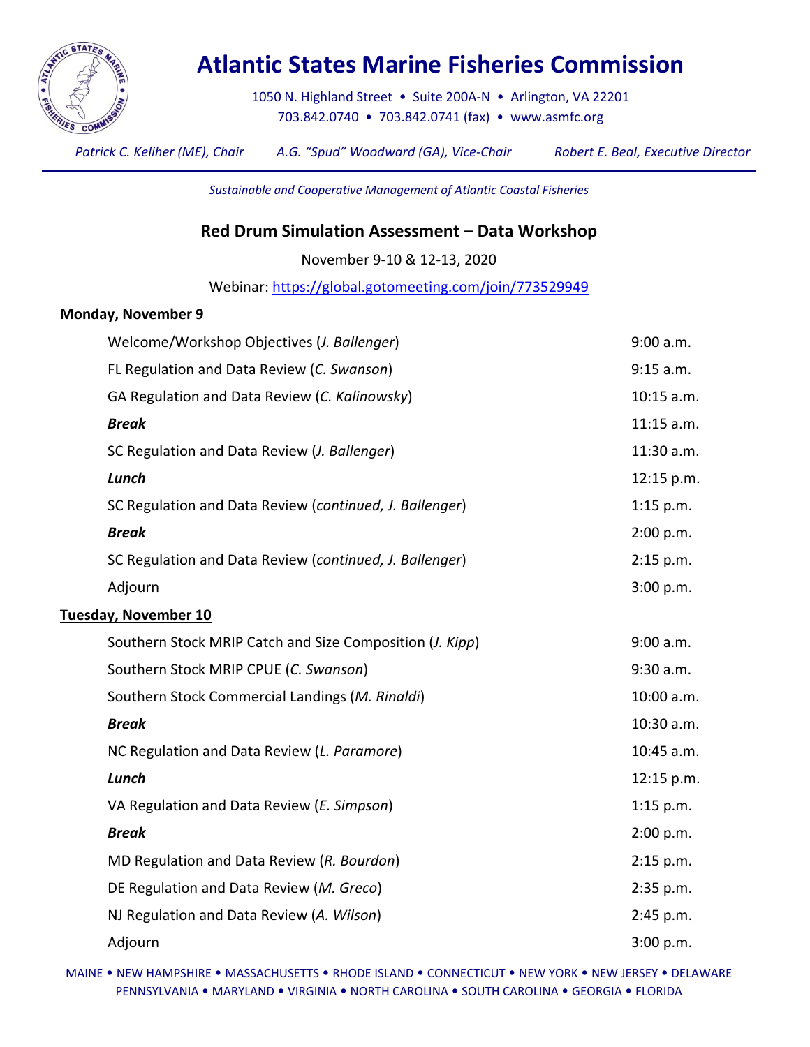# Atlantic States Marine Fisheries Commission

1050 N. Highland Street • Suite 200A-N • Arlington, VA 22201
703.842.0740 • 703.842.0741 (fax) • www.asmfc.org

*Patrick C. Keliher (ME), Chair* *A.G. "Spud" Woodward (GA), Vice-Chair* *Robert E. Beal, Executive Director*

*Sustainable and Cooperative Management of Atlantic Coastal Fisheries*

## Red Drum Simulation Assessment – Data Workshop

November 9-10 & 12-13, 2020

Webinar: https://global.gotomeeting.com/join/773529949

### Monday, November 9

| | |
|---|---|
| Welcome/Workshop Objectives (*J. Ballenger*) | 9:00 a.m. |
| FL Regulation and Data Review (*C. Swanson*) | 9:15 a.m. |
| GA Regulation and Data Review (*C. Kalinowsky*) | 10:15 a.m. |
| ***Break*** | 11:15 a.m. |
| SC Regulation and Data Review (*J. Ballenger*) | 11:30 a.m. |
| ***Lunch*** | 12:15 p.m. |
| SC Regulation and Data Review (*continued, J. Ballenger*) | 1:15 p.m. |
| ***Break*** | 2:00 p.m. |
| SC Regulation and Data Review (*continued, J. Ballenger*) | 2:15 p.m. |
| Adjourn | 3:00 p.m. |

### Tuesday, November 10

| | |
|---|---|
| Southern Stock MRIP Catch and Size Composition (*J. Kipp*) | 9:00 a.m. |
| Southern Stock MRIP CPUE (*C. Swanson*) | 9:30 a.m. |
| Southern Stock Commercial Landings (*M. Rinaldi*) | 10:00 a.m. |
| ***Break*** | 10:30 a.m. |
| NC Regulation and Data Review (*L. Paramore*) | 10:45 a.m. |
| ***Lunch*** | 12:15 p.m. |
| VA Regulation and Data Review (*E. Simpson*) | 1:15 p.m. |
| ***Break*** | 2:00 p.m. |
| MD Regulation and Data Review (*R. Bourdon*) | 2:15 p.m. |
| DE Regulation and Data Review (*M. Greco*) | 2:35 p.m. |
| NJ Regulation and Data Review (*A. Wilson*) | 2:45 p.m. |
| Adjourn | 3:00 p.m. |

MAINE • NEW HAMPSHIRE • MASSACHUSETTS • RHODE ISLAND • CONNECTICUT • NEW YORK • NEW JERSEY • DELAWARE
PENNSYLVANIA • MARYLAND • VIRGINIA • NORTH CAROLINA • SOUTH CAROLINA • GEORGIA • FLORIDA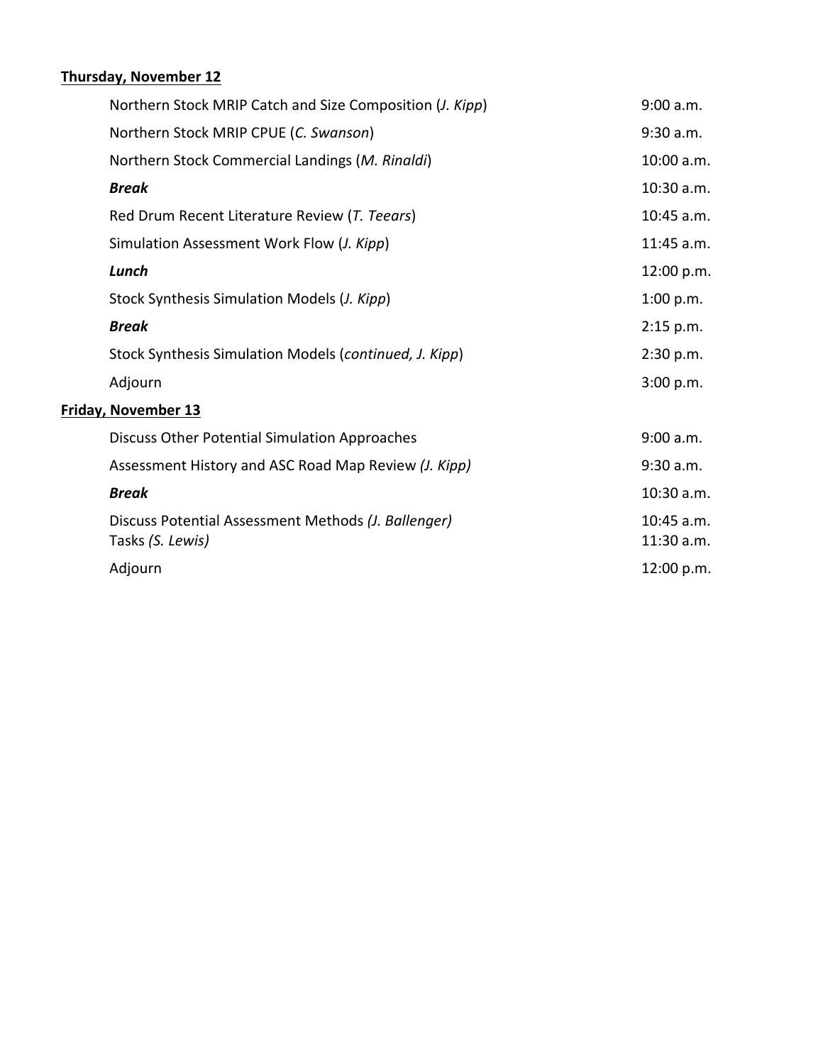**Thursday, November 12**

| | |
|---|---|
| Northern Stock MRIP Catch and Size Composition (*J. Kipp*) | 9:00 a.m. |
| Northern Stock MRIP CPUE (*C. Swanson*) | 9:30 a.m. |
| Northern Stock Commercial Landings (*M. Rinaldi*) | 10:00 a.m. |
| ***Break*** | 10:30 a.m. |
| Red Drum Recent Literature Review (*T. Teears*) | 10:45 a.m. |
| Simulation Assessment Work Flow (*J. Kipp*) | 11:45 a.m. |
| ***Lunch*** | 12:00 p.m. |
| Stock Synthesis Simulation Models (*J. Kipp*) | 1:00 p.m. |
| ***Break*** | 2:15 p.m. |
| Stock Synthesis Simulation Models (*continued, J. Kipp*) | 2:30 p.m. |
| Adjourn | 3:00 p.m. |

**Friday, November 13**

| | |
|---|---|
| Discuss Other Potential Simulation Approaches | 9:00 a.m. |
| Assessment History and ASC Road Map Review *(J. Kipp)* | 9:30 a.m. |
| ***Break*** | 10:30 a.m. |
| Discuss Potential Assessment Methods *(J. Ballenger)* | 10:45 a.m. |
| Tasks *(S. Lewis)* | 11:30 a.m. |
| Adjourn | 12:00 p.m. |